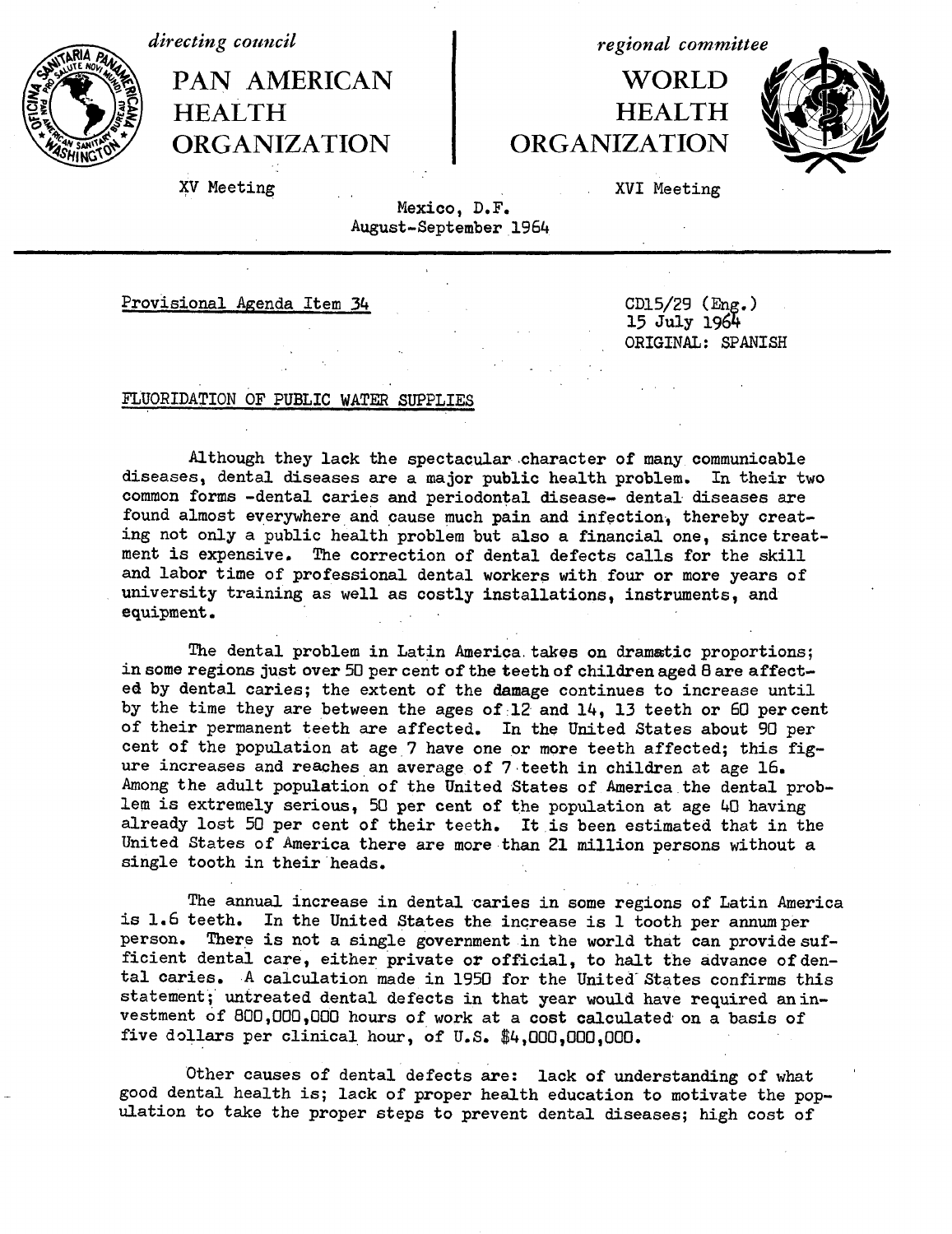*directing council*

**PAN AMERICAN HEALTH ORGANIZATION**

XV Meeting

*regional committee*

**WORLD HEALTH ORGANIZATION**

XVI Meeting

Mexico, D.F.
August-September 1964

---

Provisional Agenda Item 34

CD15/29 (Eng.)
15 July 1964
ORIGINAL: SPANISH

FLUORIDATION OF PUBLIC WATER SUPPLIES

Although they lack the spectacular character of many communicable diseases, dental diseases are a major public health problem. In their two common forms -dental caries and periodontal disease- dental diseases are found almost everywhere and cause much pain and infection, thereby creating not only a public health problem but also a financial one, since treatment is expensive. The correction of dental defects calls for the skill and labor time of professional dental workers with four or more years of university training as well as costly installations, instruments, and equipment.

The dental problem in Latin America takes on dramatic proportions; in some regions just over 50 per cent of the teeth of children aged 8 are affected by dental caries; the extent of the damage continues to increase until by the time they are between the ages of 12 and 14, 13 teeth or 60 per cent of their permanent teeth are affected. In the United States about 90 per cent of the population at age 7 have one or more teeth affected; this figure increases and reaches an average of 7 teeth in children at age 16. Among the adult population of the United States of America the dental problem is extremely serious, 50 per cent of the population at age 40 having already lost 50 per cent of their teeth. It is been estimated that in the United States of America there are more than 21 million persons without a single tooth in their heads.

The annual increase in dental caries in some regions of Latin America is 1.6 teeth. In the United States the increase is 1 tooth per annum per person. There is not a single government in the world that can provide sufficient dental care, either private or official, to halt the advance of dental caries. A calculation made in 1950 for the United States confirms this statement; untreated dental defects in that year would have required an investment of 800,000,000 hours of work at a cost calculated on a basis of five dollars per clinical hour, of U.S. $4,000,000,000.

Other causes of dental defects are: lack of understanding of what good dental health is; lack of proper health education to motivate the population to take the proper steps to prevent dental diseases; high cost of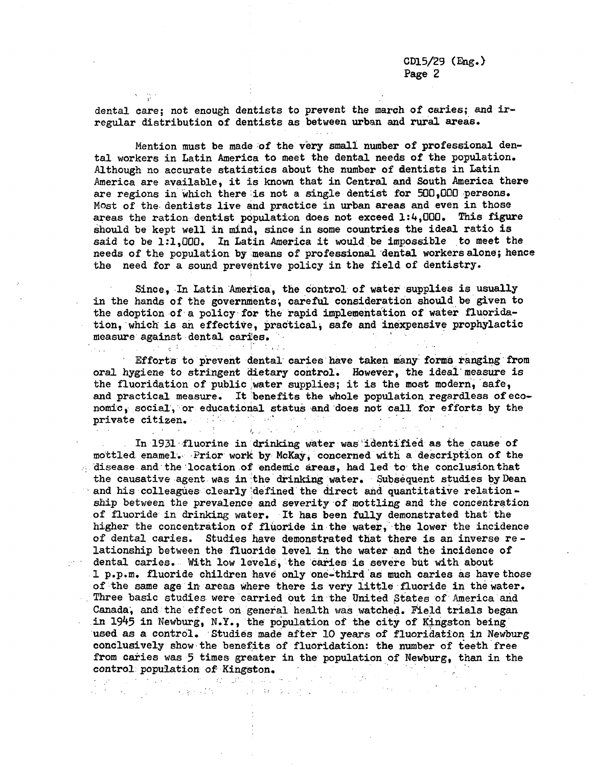dental care; not enough dentists to prevent the march of caries; and irregular distribution of dentists as between urban and rural areas.

Mention must be made of the very small number of professional dental workers in Latin America to meet the dental needs of the population. Although no accurate statistics about the number of dentists in Latin America are available, it is known that in Central and South America there are regions in which there is not a single dentist for 500,000 persons. Most of the dentists live and practice in urban areas and even in those areas the ration dentist population does not exceed 1:4,000. This figure should be kept well in mind, since in some countries the ideal ratio is said to be 1:1,000. In Latin America it would be impossible to meet the needs of the population by means of professional dental workers alone; hence the need for a sound preventive policy in the field of dentistry.

Since, In Latin America, the control of water supplies is usually in the hands of the governments, careful consideration should be given to the adoption of a policy for the rapid implementation of water fluoridation, which is an effective, practical, safe and inexpensive prophylactic measure against dental caries.

Efforts to prevent dental caries have taken many forms ranging from oral hygiene to stringent dietary control. However, the ideal measure is the fluoridation of public water supplies; it is the most modern, safe, and practical measure. It benefits the whole population regardless of economic, social, or educational status and does not call for efforts by the private citizen.

In 1931 fluorine in drinking water was identified as the cause of mottled enamel. Prior work by McKay, concerned with a description of the disease and the location of endemic areas, had led to the conclusion that the causative agent was in the drinking water. Subsequent studies by Dean and his colleagues clearly defined the direct and quantitative relationship between the prevalence and severity of mottling and the concentration of fluoride in drinking water. It has been fully demonstrated that the higher the concentration of fluoride in the water, the lower the incidence of dental caries. Studies have demonstrated that there is an inverse relationship between the fluoride level in the water and the incidence of dental caries. With low levels, the caries is severe but with about 1 p.p.m. fluoride children have only one-third as much caries as have those of the same age in areas where there is very little fluoride in the water. Three basic studies were carried out in the United States of America and Canada, and the effect on general health was watched. Field trials began in 1945 in Newburg, N.Y., the population of the city of Kingston being used as a control. Studies made after 10 years of fluoridation in Newburg conclusively show the benefits of fluoridation: the number of teeth free from caries was 5 times greater in the population of Newburg, than in the control population of Kingston.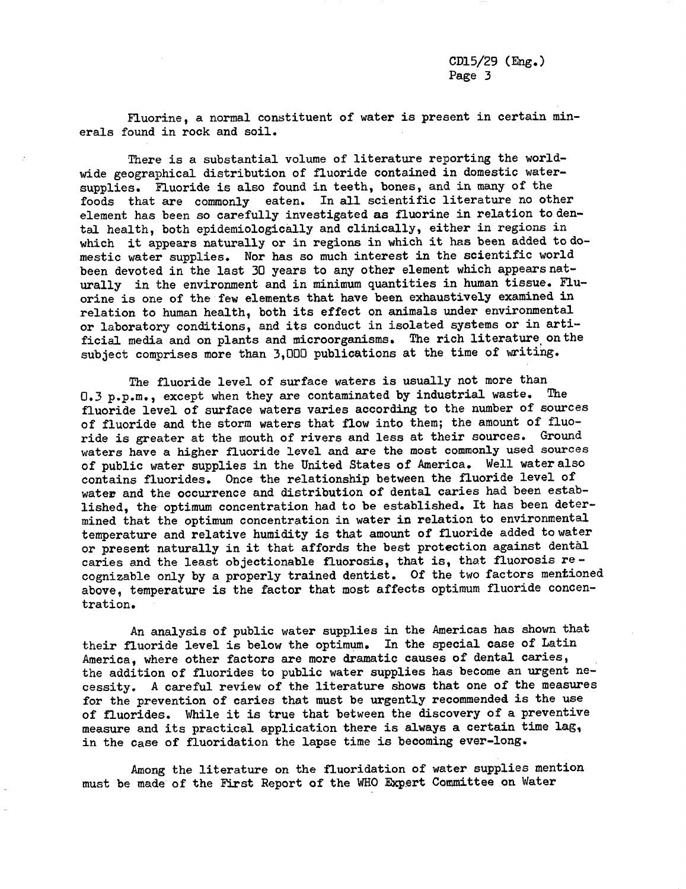Fluorine, a normal constituent of water is present in certain minerals found in rock and soil.

There is a substantial volume of literature reporting the worldwide geographical distribution of fluoride contained in domestic water-supplies. Fluoride is also found in teeth, bones, and in many of the foods that are commonly eaten. In all scientific literature no other element has been so carefully investigated as fluorine in relation to dental health, both epidemiologically and clinically, either in regions in which it appears naturally or in regions in which it has been added to domestic water supplies. Nor has so much interest in the scientific world been devoted in the last 30 years to any other element which appears naturally in the environment and in minimum quantities in human tissue. Fluorine is one of the few elements that have been exhaustively examined in relation to human health, both its effect on animals under environmental or laboratory conditions, and its conduct in isolated systems or in artificial media and on plants and microorganisms. The rich literature on the subject comprises more than 3,000 publications at the time of writing.

The fluoride level of surface waters is usually not more than 0.3 p.p.m., except when they are contaminated by industrial waste. The fluoride level of surface waters varies according to the number of sources of fluoride and the storm waters that flow into them; the amount of fluoride is greater at the mouth of rivers and less at their sources. Ground waters have a higher fluoride level and are the most commonly used sources of public water supplies in the United States of America. Well water also contains fluorides. Once the relationship between the fluoride level of water and the occurrence and distribution of dental caries had been established, the optimum concentration had to be established. It has been determined that the optimum concentration in water in relation to environmental temperature and relative humidity is that amount of fluoride added to water or present naturally in it that affords the best protection against dental caries and the least objectionable fluorosis, that is, that fluorosis recognizable only by a properly trained dentist. Of the two factors mentioned above, temperature is the factor that most affects optimum fluoride concentration.

An analysis of public water supplies in the Americas has shown that their fluoride level is below the optimum. In the special case of Latin America, where other factors are more dramatic causes of dental caries, the addition of fluorides to public water supplies has become an urgent necessity. A careful review of the literature shows that one of the measures for the prevention of caries that must be urgently recommended is the use of fluorides. While it is true that between the discovery of a preventive measure and its practical application there is always a certain time lag, in the case of fluoridation the lapse time is becoming ever-long.

Among the literature on the fluoridation of water supplies mention must be made of the First Report of the WHO Expert Committee on Water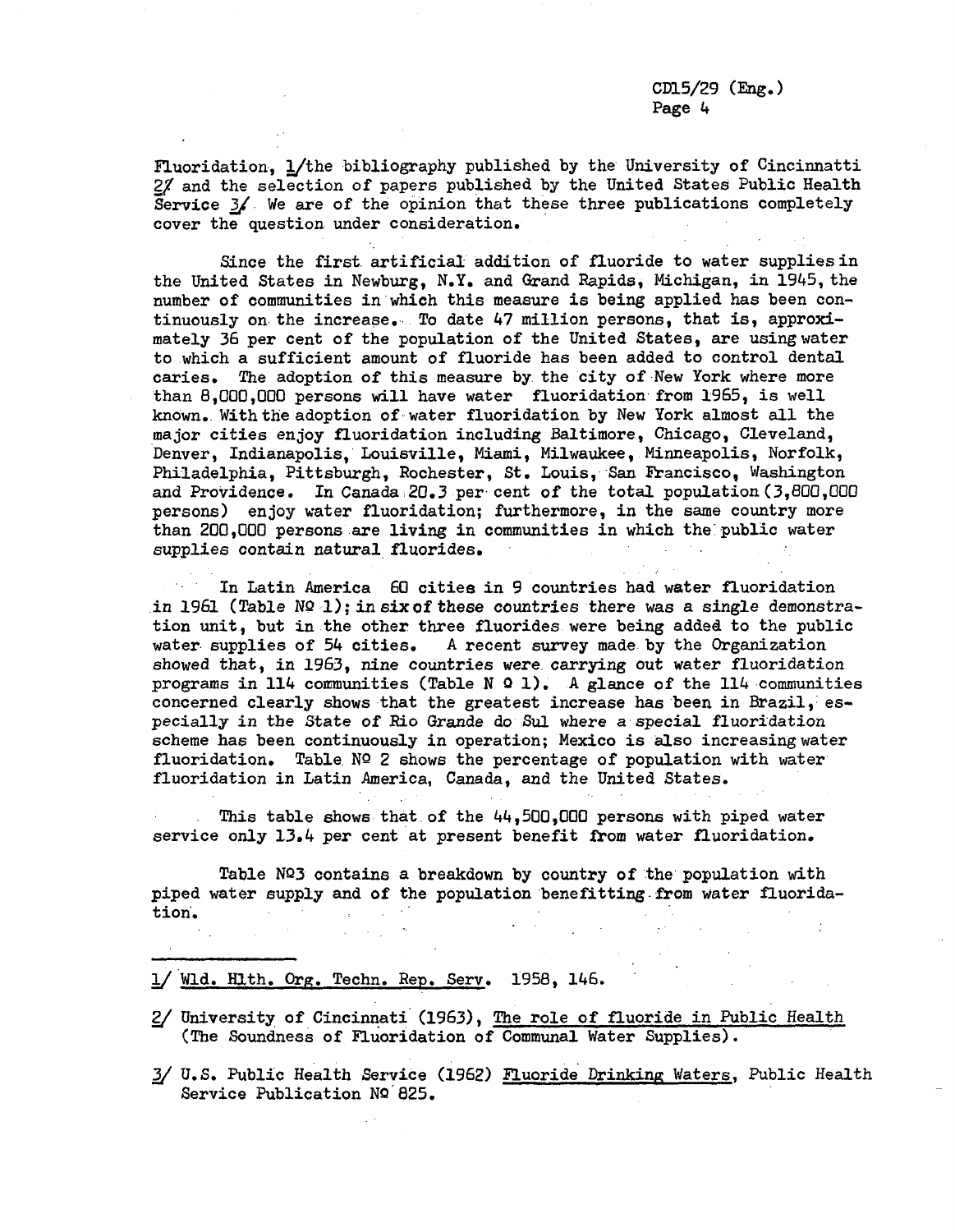Fluoridation, 1/the bibliography published by the University of Cincinnati 2/ and the selection of papers published by the United States Public Health Service 3/. We are of the opinion that these three publications completely cover the question under consideration.

Since the first artificial addition of fluoride to water supplies in the United States in Newburg, N.Y. and Grand Rapids, Michigan, in 1945, the number of communities in which this measure is being applied has been continuously on the increase. To date 47 million persons, that is, approximately 36 per cent of the population of the United States, are using water to which a sufficient amount of fluoride has been added to control dental caries. The adoption of this measure by the city of New York where more than 8,000,000 persons will have water fluoridation from 1965, is well known. With the adoption of water fluoridation by New York almost all the major cities enjoy fluoridation including Baltimore, Chicago, Cleveland, Denver, Indianapolis, Louisville, Miami, Milwaukee, Minneapolis, Norfolk, Philadelphia, Pittsburgh, Rochester, St. Louis, San Francisco, Washington and Providence. In Canada 20.3 per cent of the total population (3,800,000 persons) enjoy water fluoridation; furthermore, in the same country more than 200,000 persons are living in communities in which the public water supplies contain natural fluorides.

In Latin America 60 cities in 9 countries had water fluoridation in 1961 (Table Nº 1); in six of these countries there was a single demonstration unit, but in the other three fluorides were being added to the public water supplies of 54 cities. A recent survey made by the Organization showed that, in 1963, nine countries were carrying out water fluoridation programs in 114 communities (Table N º 1). A glance of the 114 communities concerned clearly shows that the greatest increase has been in Brazil, especially in the State of Rio Grande do Sul where a special fluoridation scheme has been continuously in operation; Mexico is also increasing water fluoridation. Table Nº 2 shows the percentage of population with water fluoridation in Latin America, Canada, and the United States.

This table shows that of the 44,500,000 persons with piped water service only 13.4 per cent at present benefit from water fluoridation.

Table Nº3 contains a breakdown by country of the population with piped water supply and of the population benefitting from water fluoridation.

---

1/ Wld. Hlth. Org. Techn. Rep. Serv. 1958, 146.

2/ University of Cincinnati (1963), The role of fluoride in Public Health (The Soundness of Fluoridation of Communal Water Supplies).

3/ U.S. Public Health Service (1962) Fluoride Drinking Waters, Public Health Service Publication Nº 825.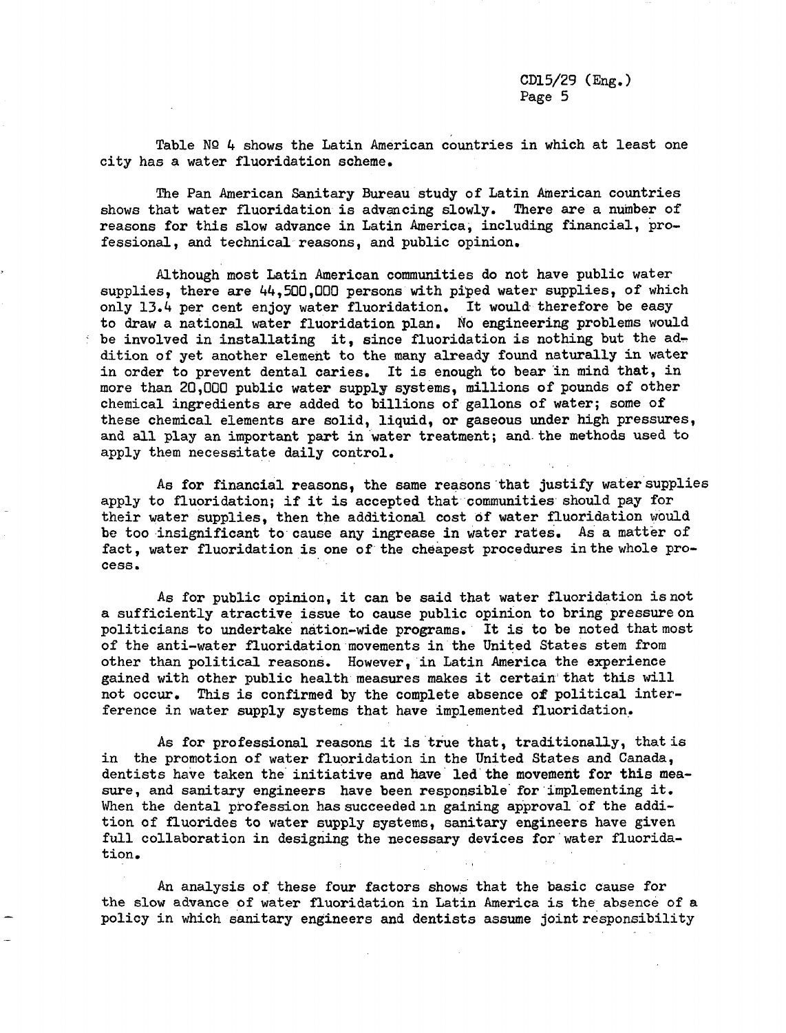Table Nº 4 shows the Latin American countries in which at least one city has a water fluoridation scheme.

The Pan American Sanitary Bureau study of Latin American countries shows that water fluoridation is advancing slowly. There are a number of reasons for this slow advance in Latin America, including financial, professional, and technical reasons, and public opinion.

Although most Latin American communities do not have public water supplies, there are 44,500,000 persons with piped water supplies, of which only 13.4 per cent enjoy water fluoridation. It would therefore be easy to draw a national water fluoridation plan. No engineering problems would be involved in installating it, since fluoridation is nothing but the addition of yet another element to the many already found naturally in water in order to prevent dental caries. It is enough to bear in mind that, in more than 20,000 public water supply systems, millions of pounds of other chemical ingredients are added to billions of gallons of water; some of these chemical elements are solid, liquid, or gaseous under high pressures, and all play an important part in water treatment; and the methods used to apply them necessitate daily control.

As for financial reasons, the same reasons that justify water supplies apply to fluoridation; if it is accepted that communities should pay for their water supplies, then the additional cost of water fluoridation would be too insignificant to cause any ingrease in water rates. As a matter of fact, water fluoridation is one of the cheapest procedures in the whole process.

As for public opinion, it can be said that water fluoridation is not a sufficiently atractive issue to cause public opinion to bring pressure on politicians to undertake nation-wide programs. It is to be noted that most of the anti-water fluoridation movements in the United States stem from other than political reasons. However, in Latin America the experience gained with other public health measures makes it certain that this will not occur. This is confirmed by the complete absence of political interference in water supply systems that have implemented fluoridation.

As for professional reasons it is true that, traditionally, that is in the promotion of water fluoridation in the United States and Canada, dentists have taken the initiative and have led the movement for this measure, and sanitary engineers have been responsible for implementing it. When the dental profession has succeeded in gaining approval of the addition of fluorides to water supply systems, sanitary engineers have given full collaboration in designing the necessary devices for water fluoridation.

An analysis of these four factors shows that the basic cause for the slow advance of water fluoridation in Latin America is the absence of a policy in which sanitary engineers and dentists assume joint responsibility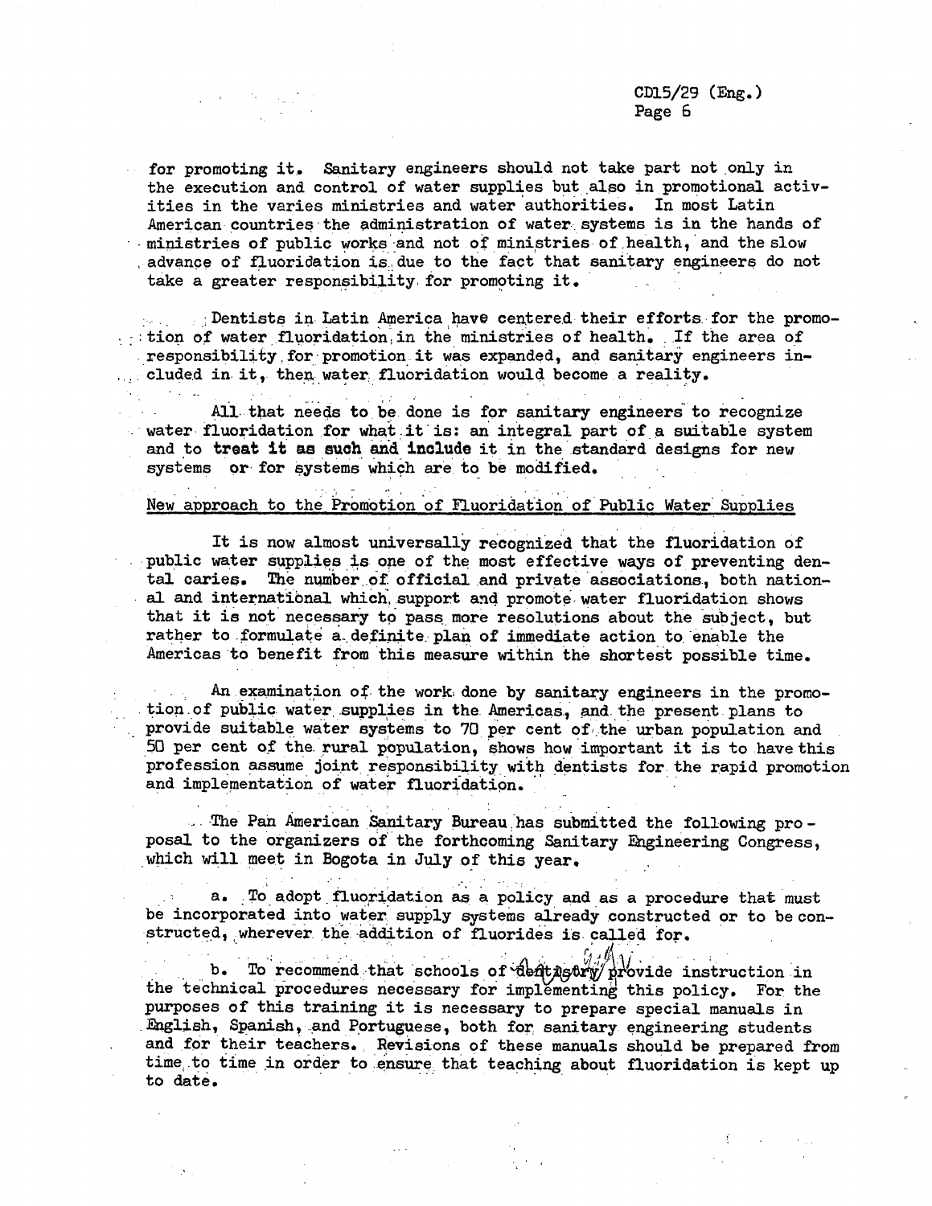for promoting it. Sanitary engineers should not take part not only in the execution and control of water supplies but also in promotional activities in the varies ministries and water authorities. In most Latin American countries the administration of water systems is in the hands of ministries of public works and not of ministries of health, and the slow advance of fluoridation is due to the fact that sanitary engineers do not take a greater responsibility for promoting it.

Dentists in Latin America have centered their efforts for the promotion of water fluoridation in the ministries of health. If the area of responsibility for promotion it was expanded, and sanitary engineers included in it, then water fluoridation would become a reality.

All that needs to be done is for sanitary engineers to recognize water fluoridation for what it is: an integral part of a suitable system and to treat it as such and include it in the standard designs for new systems or for systems which are to be modified.

New approach to the Promotion of Fluoridation of Public Water Supplies

It is now almost universally recognized that the fluoridation of public water supplies is one of the most effective ways of preventing dental caries. The number of official and private associations, both national and international which support and promote water fluoridation shows that it is not necessary to pass more resolutions about the subject, but rather to formulate a definite plan of immediate action to enable the Americas to benefit from this measure within the shortest possible time.

An examination of the work done by sanitary engineers in the promotion of public water supplies in the Americas, and the present plans to provide suitable water systems to 70 per cent of the urban population and 50 per cent of the rural population, shows how important it is to have this profession assume joint responsibility with dentists for the rapid promotion and implementation of water fluoridation.

The Pan American Sanitary Bureau has submitted the following proposal to the organizers of the forthcoming Sanitary Engineering Congress, which will meet in Bogota in July of this year.

a. To adopt fluoridation as a policy and as a procedure that must be incorporated into water supply systems already constructed or to be constructed, wherever the addition of fluorides is called for.

b. To recommend that schools of dentistry provide instruction in the technical procedures necessary for implementing this policy. For the purposes of this training it is necessary to prepare special manuals in English, Spanish, and Portuguese, both for sanitary engineering students and for their teachers. Revisions of these manuals should be prepared from time to time in order to ensure that teaching about fluoridation is kept up to date.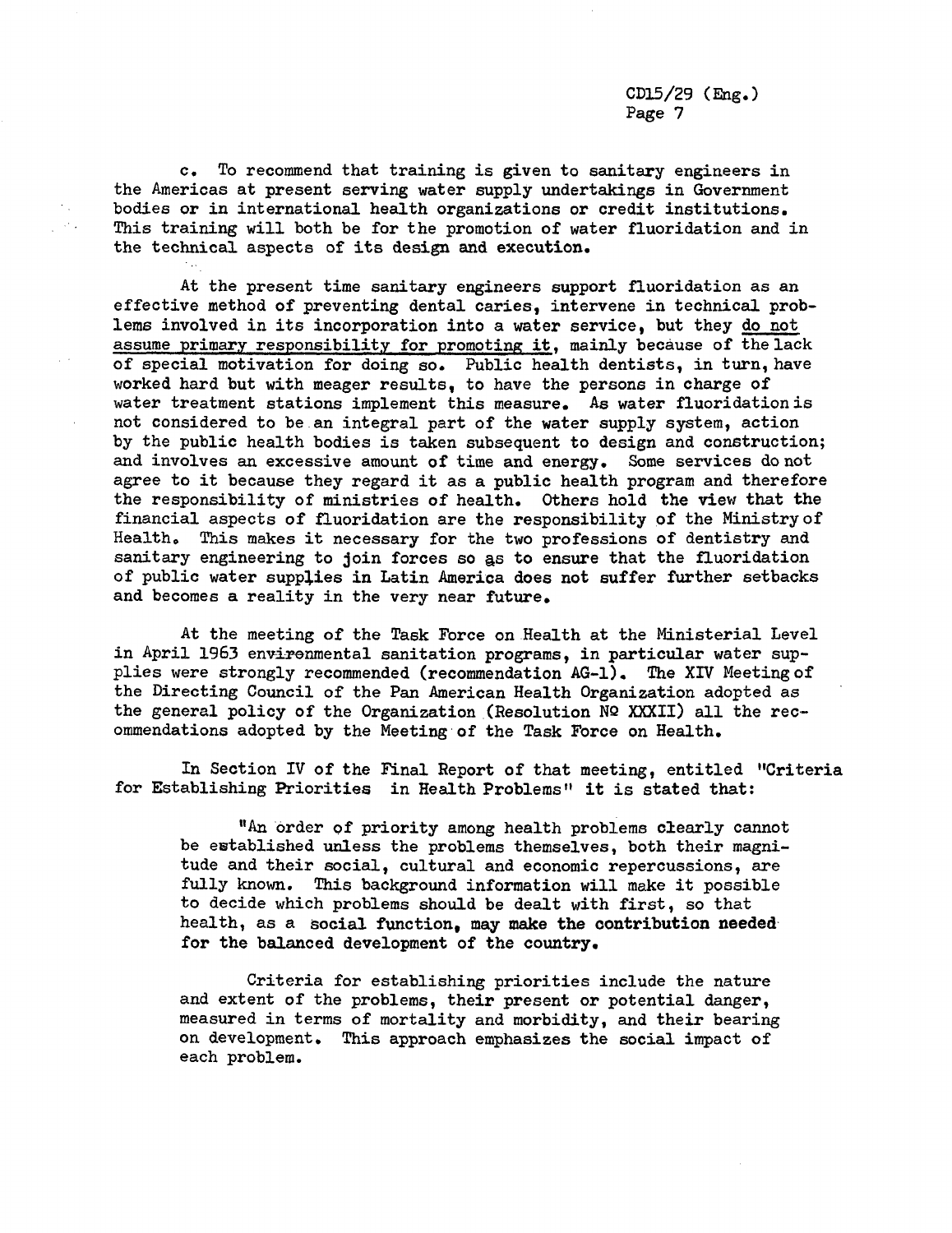c. To recommend that training is given to sanitary engineers in the Americas at present serving water supply undertakings in Government bodies or in international health organizations or credit institutions. This training will both be for the promotion of water fluoridation and in the technical aspects of its design and execution.

At the present time sanitary engineers support fluoridation as an effective method of preventing dental caries, intervene in technical problems involved in its incorporation into a water service, but they do not assume primary responsibility for promoting it, mainly because of the lack of special motivation for doing so. Public health dentists, in turn, have worked hard but with meager results, to have the persons in charge of water treatment stations implement this measure. As water fluoridation is not considered to be an integral part of the water supply system, action by the public health bodies is taken subsequent to design and construction; and involves an excessive amount of time and energy. Some services do not agree to it because they regard it as a public health program and therefore the responsibility of ministries of health. Others hold the view that the financial aspects of fluoridation are the responsibility of the Ministry of Health. This makes it necessary for the two professions of dentistry and sanitary engineering to join forces so as to ensure that the fluoridation of public water supplies in Latin America does not suffer further setbacks and becomes a reality in the very near future.

At the meeting of the Task Force on Health at the Ministerial Level in April 1963 environmental sanitation programs, in particular water supplies were strongly recommended (recommendation AG-1). The XIV Meeting of the Directing Council of the Pan American Health Organization adopted as the general policy of the Organization (Resolution Nº XXXII) all the recommendations adopted by the Meeting of the Task Force on Health.

In Section IV of the Final Report of that meeting, entitled "Criteria for Establishing Priorities in Health Problems" it is stated that:

> "An order of priority among health problems clearly cannot be established unless the problems themselves, both their magnitude and their social, cultural and economic repercussions, are fully known. This background information will make it possible to decide which problems should be dealt with first, so that health, as a social function, may make the contribution needed for the balanced development of the country.
>
> Criteria for establishing priorities include the nature and extent of the problems, their present or potential danger, measured in terms of mortality and morbidity, and their bearing on development. This approach emphasizes the social impact of each problem.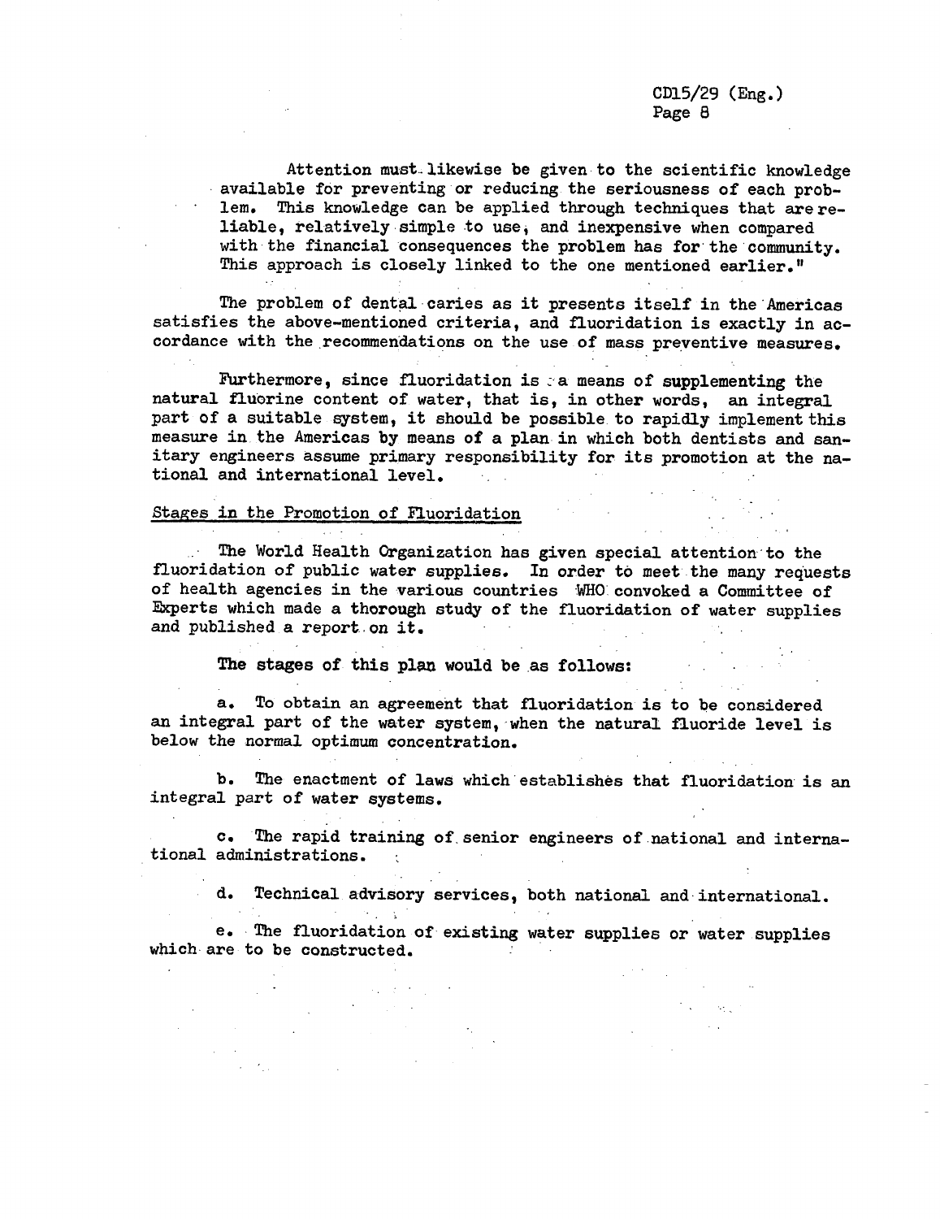Attention must likewise be given to the scientific knowledge available for preventing or reducing the seriousness of each problem. This knowledge can be applied through techniques that are reliable, relatively simple to use, and inexpensive when compared with the financial consequences the problem has for the community. This approach is closely linked to the one mentioned earlier."

The problem of dental caries as it presents itself in the Americas satisfies the above-mentioned criteria, and fluoridation is exactly in accordance with the recommendations on the use of mass preventive measures.

Furthermore, since fluoridation is a means of supplementing the natural fluorine content of water, that is, in other words, an integral part of a suitable system, it should be possible to rapidly implement this measure in the Americas by means of a plan in which both dentists and sanitary engineers assume primary responsibility for its promotion at the national and international level.

## Stages in the Promotion of Fluoridation

The World Health Organization has given special attention to the fluoridation of public water supplies. In order to meet the many requests of health agencies in the various countries WHO convoked a Committee of Experts which made a thorough study of the fluoridation of water supplies and published a report on it.

The stages of this plan would be as follows:

a. To obtain an agreement that fluoridation is to be considered an integral part of the water system, when the natural fluoride level is below the normal optimum concentration.

b. The enactment of laws which establishes that fluoridation is an integral part of water systems.

c. The rapid training of senior engineers of national and international administrations.

d. Technical advisory services, both national and international.

e. The fluoridation of existing water supplies or water supplies which are to be constructed.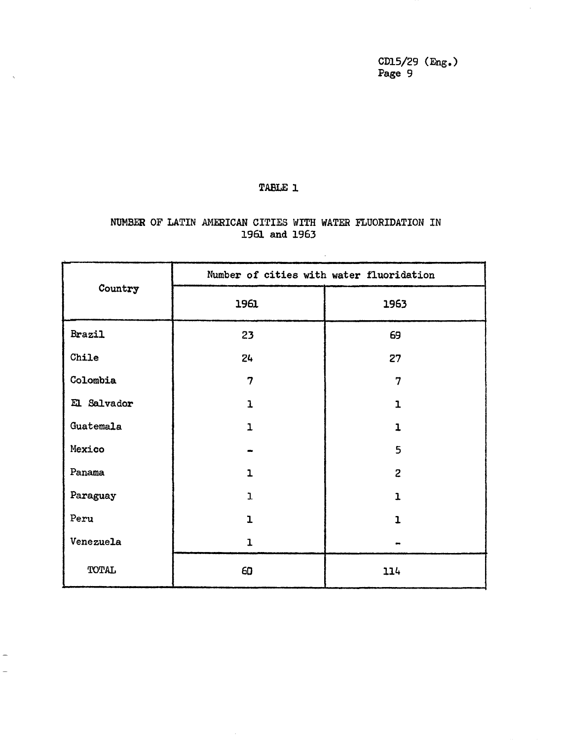# TABLE 1

## NUMBER OF LATIN AMERICAN CITIES WITH WATER FLUORIDATION IN 1961 and 1963

| Country | Number of cities with water fluoridation | |
|---|---|---|
| | 1961 | 1963 |
| Brazil | 23 | 69 |
| Chile | 24 | 27 |
| Colombia | 7 | 7 |
| El Salvador | 1 | 1 |
| Guatemala | 1 | 1 |
| Mexico | - | 5 |
| Panama | 1 | 2 |
| Paraguay | 1 | 1 |
| Peru | 1 | 1 |
| Venezuela | 1 | - |
| TOTAL | 60 | 114 |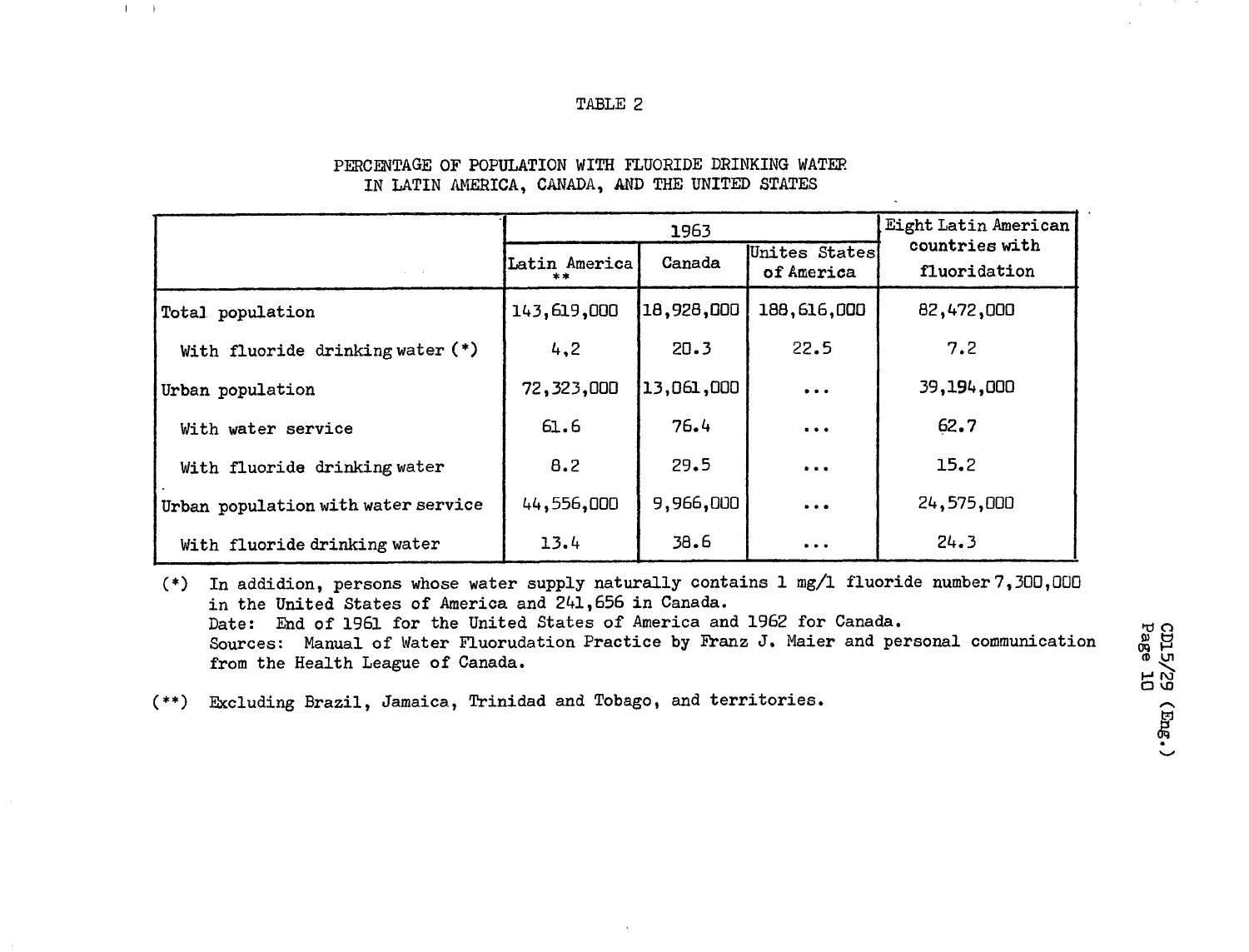TABLE 2

PERCENTAGE OF POPULATION WITH FLUORIDE DRINKING WATER
IN LATIN AMERICA, CANADA, AND THE UNITED STATES

| | 1963 | | | Eight Latin American countries with fluoridation |
|---|---|---|---|---|
| | Latin America ** | Canada | Unites States of America | |
| Total population | 143,619,000 | 18,928,000 | 188,616,000 | 82,472,000 |
| With fluoride drinking water (*) | 4,2 | 20.3 | 22.5 | 7.2 |
| Urban population | 72,323,000 | 13,061,000 | ... | 39,194,000 |
| With water service | 61.6 | 76.4 | ... | 62.7 |
| With fluoride drinking water | 8.2 | 29.5 | ... | 15.2 |
| Urban population with water service | 44,556,000 | 9,966,000 | ... | 24,575,000 |
| With fluoride drinking water | 13.4 | 38.6 | ... | 24.3 |

(*) In addidion, persons whose water supply naturally contains 1 mg/l fluoride number 7,300,000 in the United States of America and 241,656 in Canada.
Date: End of 1961 for the United States of America and 1962 for Canada.
Sources: Manual of Water Fluorudation Practice by Franz J. Maier and personal communication from the Health League of Canada.

(**) Excluding Brazil, Jamaica, Trinidad and Tobago, and territories.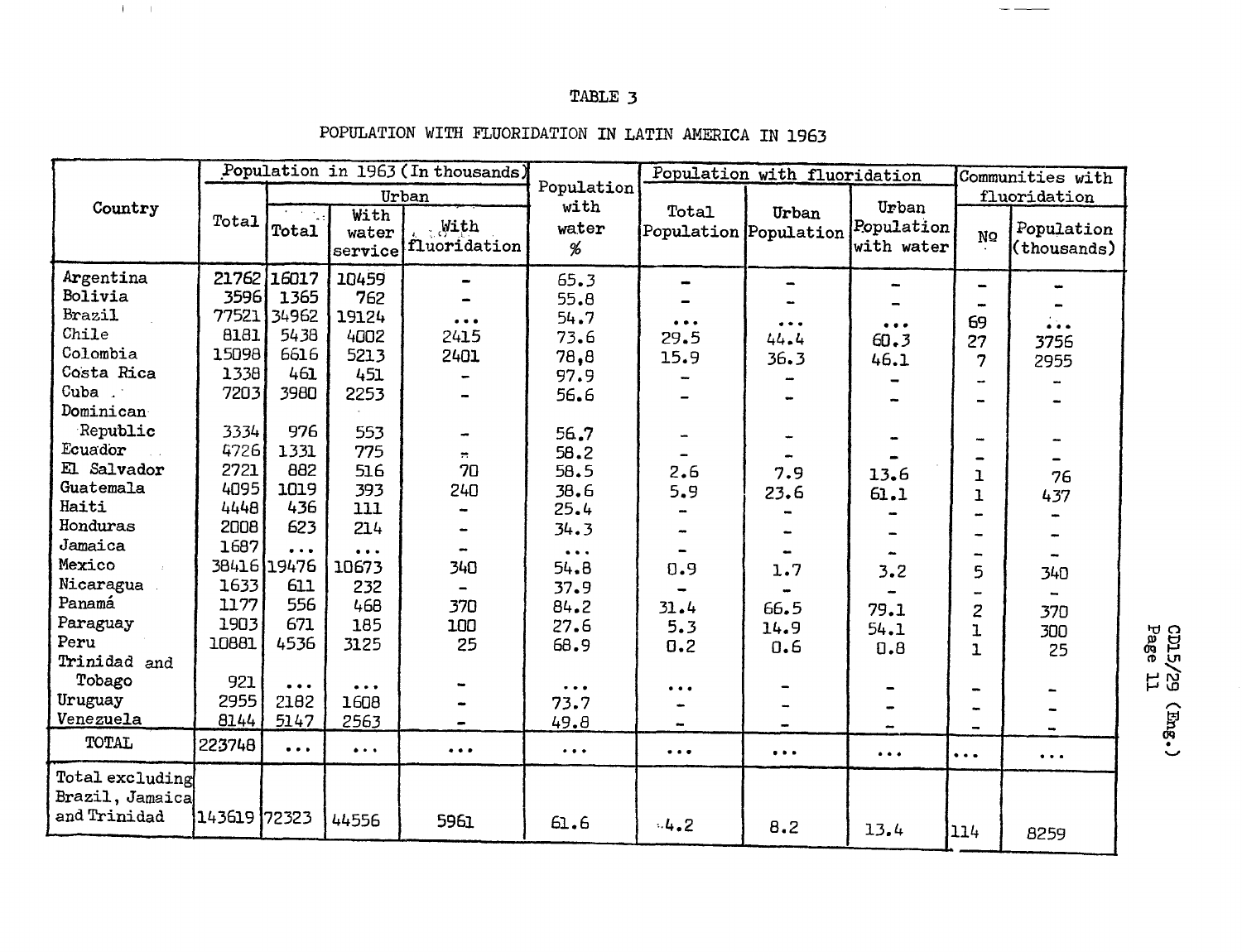TABLE 3

POPULATION WITH FLUORIDATION IN LATIN AMERICA IN 1963

| Country | Population in 1963 (In thousands) | | | | Population with water % | Population with fluoridation | | | Communities with fluoridation | |
|---|---|---|---|---|---|---|---|---|---|---|
| | Total | Urban | | | | Total Population | Urban Population | Urban Population with water | Nº | Population (thousands) |
| | | Total | With water service | With fluoridation | | | | | | |
| Argentina | 21762 | 16017 | 10459 | - | 65.3 | - | - | - | - | - |
| Bolivia | 3596 | 1365 | 762 | - | 55.8 | - | - | - | - | - |
| Brazil | 77521 | 34962 | 19124 | ... | 54.7 | ... | ... | ... | 69 | ... |
| Chile | 8181 | 5438 | 4002 | 2415 | 73.6 | 29.5 | 44.4 | 60.3 | 27 | 3756 |
| Colombia | 15098 | 6616 | 5213 | 2401 | 78,8 | 15.9 | 36.3 | 46.1 | 7 | 2955 |
| Costa Rica | 1338 | 461 | 451 | - | 97.9 | - | - | - | - | - |
| Cuba | 7203 | 3980 | 2253 | - | 56.6 | - | - | - | - | - |
| Dominican Republic | 3334 | 976 | 553 | - | 56.7 | - | - | - | - | - |
| Ecuador | 4726 | 1331 | 775 | - | 58.2 | - | - | - | - | - |
| El Salvador | 2721 | 882 | 516 | 70 | 58.5 | 2.6 | 7.9 | 13.6 | 1 | 76 |
| Guatemala | 4095 | 1019 | 393 | 240 | 38.6 | 5.9 | 23.6 | 61.1 | 1 | 437 |
| Haiti | 4448 | 436 | 111 | - | 25.4 | - | - | - | - | - |
| Honduras | 2008 | 623 | 214 | - | 34.3 | - | - | - | - | - |
| Jamaica | 1687 | ... | ... | - | ... | - | - | - | - | - |
| Mexico | 38416 | 19476 | 10673 | 340 | 54.8 | 0.9 | 1.7 | 3.2 | 5 | 340 |
| Nicaragua | 1633 | 611 | 232 | - | 37.9 | - | - | - | - | - |
| Panamá | 1177 | 556 | 468 | 370 | 84.2 | 31.4 | 66.5 | 79.1 | 2 | 370 |
| Paraguay | 1903 | 671 | 185 | 100 | 27.6 | 5.3 | 14.9 | 54.1 | 1 | 300 |
| Peru | 10881 | 4536 | 3125 | 25 | 68.9 | 0.2 | 0.6 | 0.8 | 1 | 25 |
| Trinidad and Tobago | 921 | ... | ... | - | ... | ... | - | - | - | - |
| Uruguay | 2955 | 2182 | 1608 | - | 73.7 | - | - | - | - | - |
| Venezuela | 8144 | 5147 | 2563 | - | 49.8 | - | - | - | - | - |
| TOTAL | 223748 | ... | ... | ... | ... | ... | ... | ... | ... | ... |
| Total excluding Brazil, Jamaica and Trinidad | 143619 | 72323 | 44556 | 5961 | 61.6 | 4.2 | 8.2 | 13.4 | 114 | 8259 |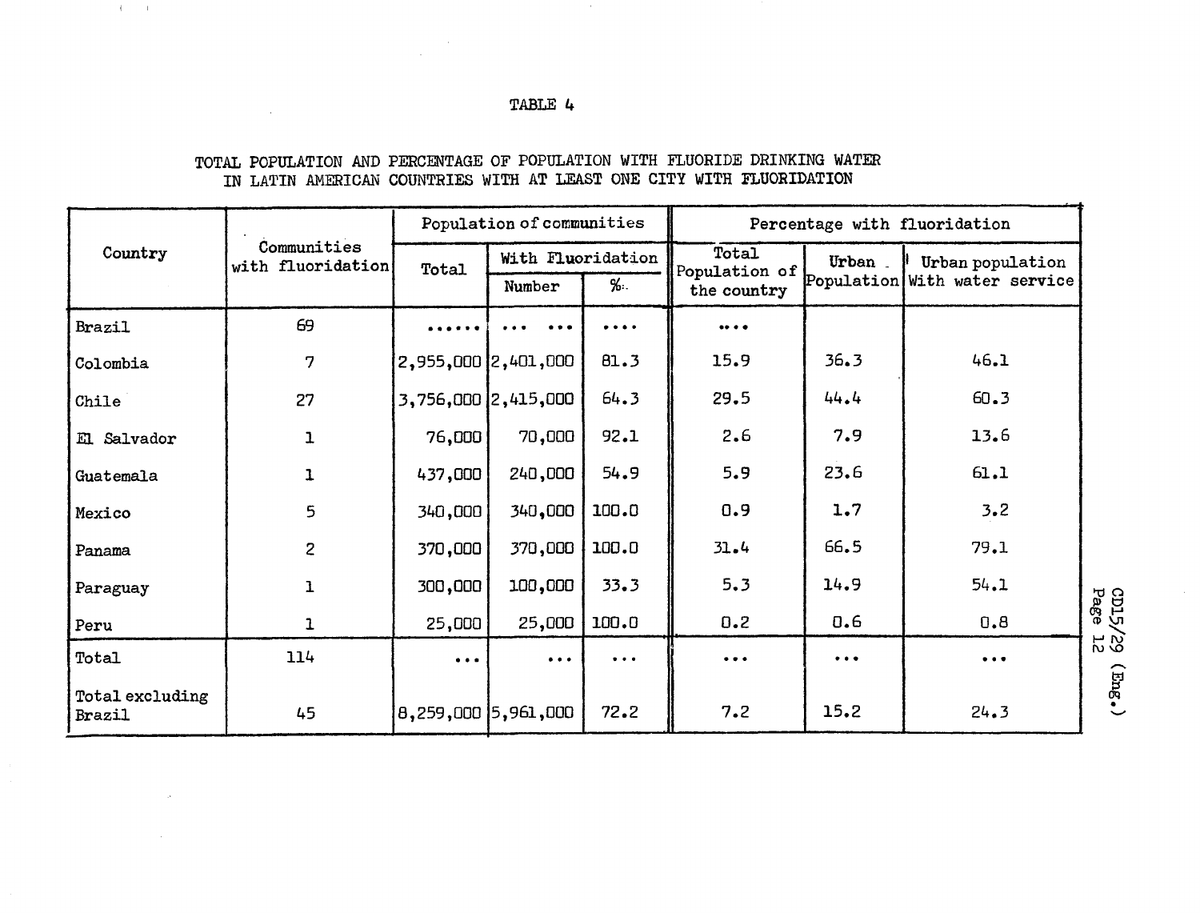TABLE 4

TOTAL POPULATION AND PERCENTAGE OF POPULATION WITH FLUORIDE DRINKING WATER IN LATIN AMERICAN COUNTRIES WITH AT LEAST ONE CITY WITH FLUORIDATION

| Country | Communities with fluoridation | Population of communities | | | Percentage with fluoridation | | |
|---|---|---|---|---|---|---|---|
| | | Total | With Fluoridation | | Total Population of the country | Urban Population | Urban population With water service |
| | | | Number | % | | | |
| Brazil | 69 | ...... | ... ... | .... | .... | | |
| Colombia | 7 | 2,955,000 | 2,401,000 | 81.3 | 15.9 | 36.3 | 46.1 |
| Chile | 27 | 3,756,000 | 2,415,000 | 64.3 | 29.5 | 44.4 | 60.3 |
| El Salvador | 1 | 76,000 | 70,000 | 92.1 | 2.6 | 7.9 | 13.6 |
| Guatemala | 1 | 437,000 | 240,000 | 54.9 | 5.9 | 23.6 | 61.1 |
| Mexico | 5 | 340,000 | 340,000 | 100.0 | 0.9 | 1.7 | 3.2 |
| Panama | 2 | 370,000 | 370,000 | 100.0 | 31.4 | 66.5 | 79.1 |
| Paraguay | 1 | 300,000 | 100,000 | 33.3 | 5.3 | 14.9 | 54.1 |
| Peru | 1 | 25,000 | 25,000 | 100.0 | 0.2 | 0.6 | 0.8 |
| Total | 114 | ... | ... | ... | ... | ... | ... |
| Total excluding Brazil | 45 | 8,259,000 | 5,961,000 | 72.2 | 7.2 | 15.2 | 24.3 |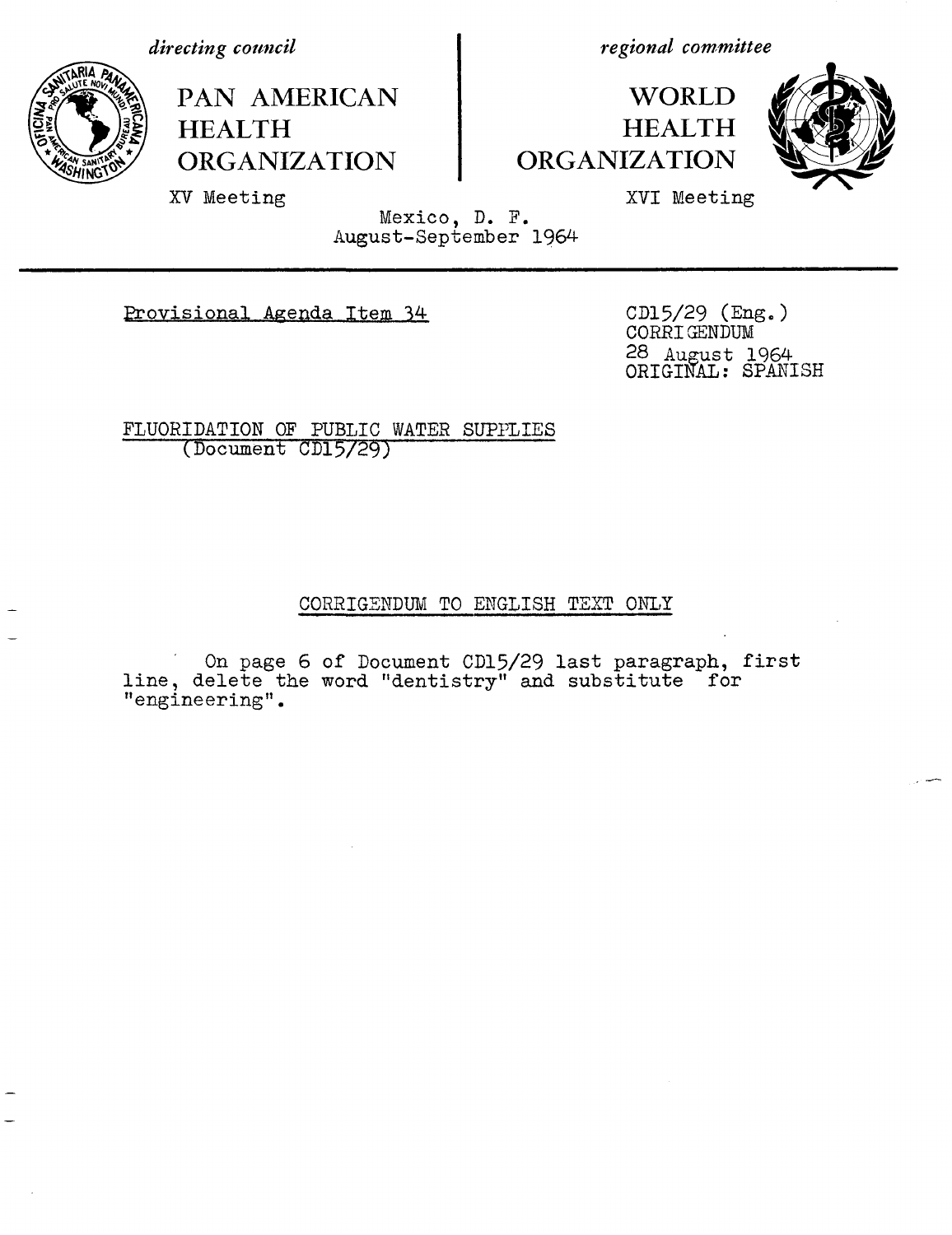*directing council*

PAN AMERICAN HEALTH ORGANIZATION

XV Meeting

*regional committee*

WORLD HEALTH ORGANIZATION

XVI Meeting

Mexico, D. F.
August-September 1964

Provisional Agenda Item 34

CD15/29 (Eng.)
CORRIGENDUM
28 August 1964
ORIGINAL: SPANISH

FLUORIDATION OF PUBLIC WATER SUPPLIES
(Document CD15/29)

CORRIGENDUM TO ENGLISH TEXT ONLY

On page 6 of Document CD15/29 last paragraph, first line, delete the word "dentistry" and substitute for "engineering".